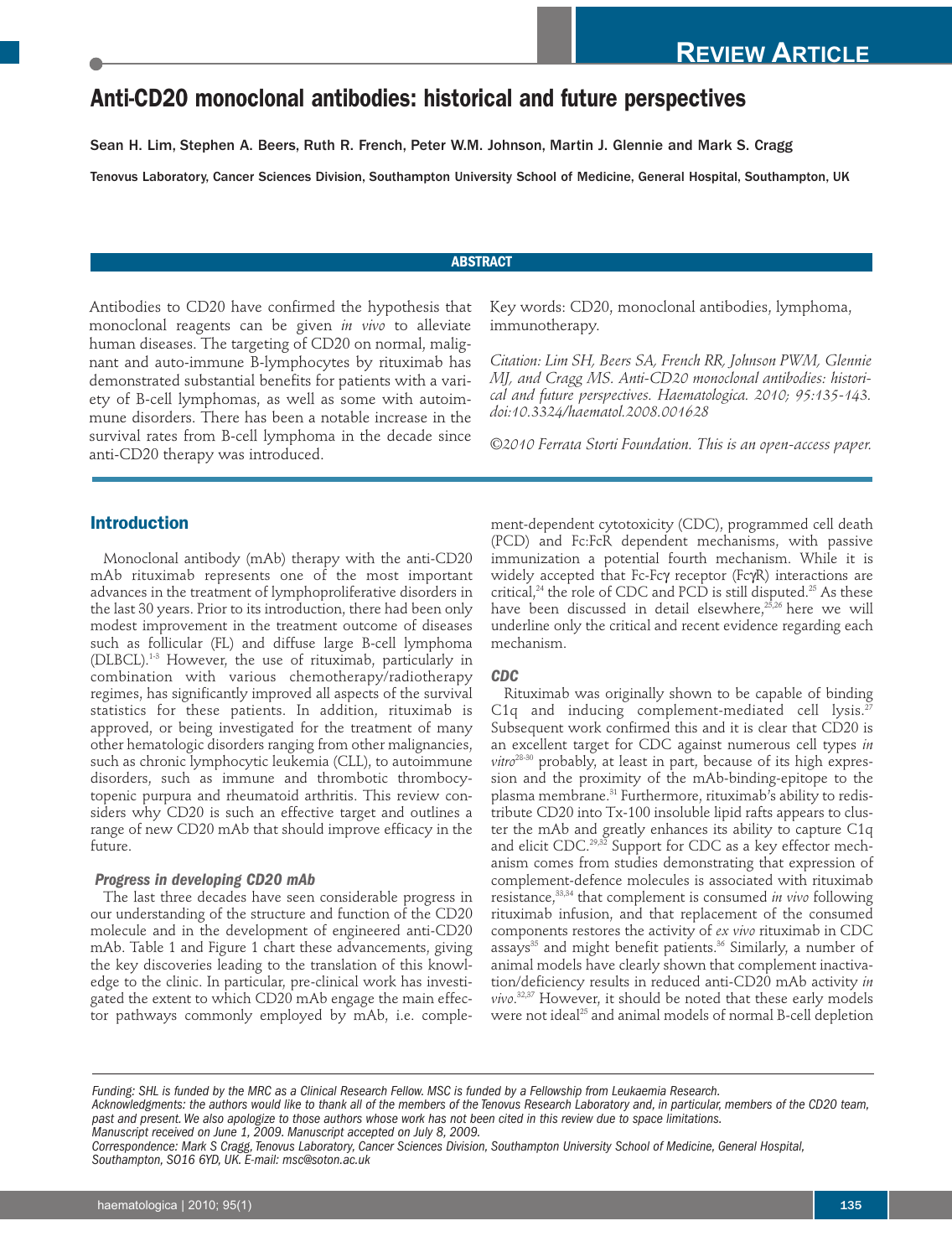# Anti-CD20 monoclonal antibodies: historical and future perspectives

Sean H. Lim, Stephen A. Beers, Ruth R. French, Peter W.M. Johnson, Martin J. Glennie and Mark S. Cragg

Tenovus Laboratory, Cancer Sciences Division, Southampton University School of Medicine, General Hospital, Southampton, UK

## ABSTRACT

Antibodies to CD20 have confirmed the hypothesis that monoclonal reagents can be given *in vivo* to alleviate human diseases. The targeting of CD20 on normal, malignant and auto-immune B-lymphocytes by rituximab has demonstrated substantial benefits for patients with a variety of B-cell lymphomas, as well as some with autoimmune disorders. There has been a notable increase in the survival rates from B-cell lymphoma in the decade since anti-CD20 therapy was introduced.

Key words: CD20, monoclonal antibodies, lymphoma, immunotherapy.

*Citation: Lim SH, Beers SA, French RR, Johnson PWM, Glennie MJ, and Cragg MS. Anti-CD20 monoclonal antibodies: historical and future perspectives. Haematologica. 2010; 95:135-143. doi:10.3324/haematol.2008.001628*

*©2010 Ferrata Storti Foundation. This is an open-access paper.*

## Introduction

Monoclonal antibody (mAb) therapy with the anti-CD20 mAb rituximab represents one of the most important advances in the treatment of lymphoproliferative disorders in the last 30 years. Prior to its introduction, there had been only modest improvement in the treatment outcome of diseases such as follicular (FL) and diffuse large B-cell lymphoma (DLBCL).[1-3] However, the use of rituximab, particularly in combination with various chemotherapy/radiotherapy regimes, has significantly improved all aspects of the survival statistics for these patients. In addition, rituximab is approved, or being investigated for the treatment of many other hematologic disorders ranging from other malignancies, such as chronic lymphocytic leukemia (CLL), to autoimmune disorders, such as immune and thrombotic thrombocytopenic purpura and rheumatoid arthritis. This review considers why CD20 is such an effective target and outlines a range of new CD20 mAb that should improve efficacy in the future.

### Progress in developing CD20 mAb

The last three decades have seen considerable progress in our understanding of the structure and function of the CD20 molecule and in the development of engineered anti-CD20 mAb. Table 1 and Figure 1 chart these advancements, giving the key discoveries leading to the translation of this knowledge to the clinic. In particular, pre-clinical work has investigated the extent to which CD20 mAb engage the main effector pathways commonly employed by mAb, i.e. complement-dependent cytotoxicity (CDC), programmed cell death (PCD) and Fc:FcR dependent mechanisms, with passive immunization a potential fourth mechanism. While it is widely accepted that Fc-Fcγ receptor (FcγR) interactions are critical,[24] the role of CDC and PCD is still disputed.[25] As these have been discussed in detail elsewhere,[25,26] here we will underline only the critical and recent evidence regarding each mechanism.

### CDC

Rituximab was originally shown to be capable of binding C1q and inducing complement-mediated cell lysis.[27] Subsequent work confirmed this and it is clear that CD20 is an excellent target for CDC against numerous cell types *in vitro*[28-30] probably, at least in part, because of its high expression and the proximity of the mAb-binding-epitope to the plasma membrane.[31] Furthermore, rituximab's ability to redistribute CD20 into Tx-100 insoluble lipid rafts appears to cluster the mAb and greatly enhances its ability to capture C1q and elicit CDC.[29,32] Support for CDC as a key effector mechanism comes from studies demonstrating that expression of complement-defence molecules is associated with rituximab resistance,[33,34] that complement is consumed *in vivo* following rituximab infusion, and that replacement of the consumed components restores the activity of *ex vivo* rituximab in CDC assays[35] and might benefit patients.[36] Similarly, a number of animal models have clearly shown that complement inactivation/deficiency results in reduced anti-CD20 mAb activity *in vivo*.[32,37] However, it should be noted that these early models were not ideal[25] and animal models of normal B-cell depletion

*Funding: SHL is funded by the MRC as a Clinical Research Fellow. MSC is funded by a Fellowship from Leukaemia Research.*
*Acknowledgments: the authors would like to thank all of the members of the Tenovus Research Laboratory and, in particular, members of the CD20 team, past and present. We also apologize to those authors whose work has not been cited in this review due to space limitations.*
*Manuscript received on June 1, 2009. Manuscript accepted on July 8, 2009.*
*Correspondence: Mark S Cragg, Tenovus Laboratory, Cancer Sciences Division, Southampton University School of Medicine, General Hospital, Southampton, SO16 6YD, UK. E-mail: msc@soton.ac.uk*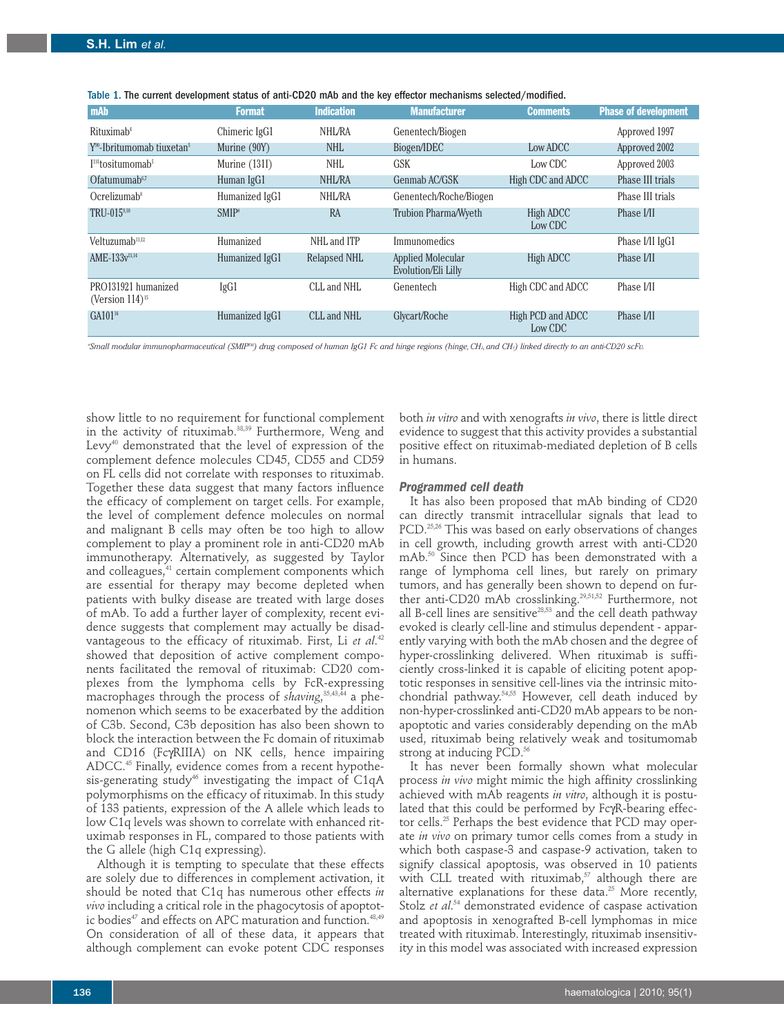Table 1. The current development status of anti-CD20 mAb and the key effector mechanisms selected/modified.

| mAb | Format | Indication | Manufacturer | Comments | Phase of development |
|---|---|---|---|---|---|
| Rituximab[4] | Chimeric IgG1 | NHL/RA | Genentech/Biogen | | Approved 1997 |
| $Y^{90}$-Ibritumomab tiuxetan[5] | Murine (90Y) | NHL | Biogen/IDEC | Low ADCC | Approved 2002 |
| $I^{131}$tositumomab[5] | Murine (131I) | NHL | GSK | Low CDC | Approved 2003 |
| Ofatumumab[6,7] | Human IgG1 | NHL/RA | Genmab AC/GSK | High CDC and ADCC | Phase III trials |
| Ocrelizumab[8] | Humanized IgG1 | NHL/RA | Genentech/Roche/Biogen | | Phase III trials |
| TRU-015[9,10] | SMIP[a] | RA | Trubion Pharma/Wyeth | High ADCC Low CDC | Phase I/II |
| Veltuzumab[11,12] | Humanized | NHL and ITP | Immunomedics | | Phase I/II IgG1 |
| AME-133v[13,14] | Humanized IgG1 | Relapsed NHL | Applied Molecular Evolution/Eli Lilly | High ADCC | Phase I/II |
| PRO131921 humanized (Version 114)[15] | IgG1 | CLL and NHL | Genentech | High CDC and ADCC | Phase I/II |
| GA101[16] | Humanized IgG1 | CLL and NHL | Glycart/Roche | High PCD and ADCC Low CDC | Phase I/II |

[a]Small modular immunopharmaceutical (SMIP™) drug composed of human IgG1 Fc and hinge regions (hinge, $CH_2$, and $CH_3$) linked directly to an anti-CD20 scFv.

show little to no requirement for functional complement in the activity of rituximab.[38,39] Furthermore, Weng and Levy[40] demonstrated that the level of expression of the complement defence molecules CD45, CD55 and CD59 on FL cells did not correlate with responses to rituximab. Together these data suggest that many factors influence the efficacy of complement on target cells. For example, the level of complement defence molecules on normal and malignant B cells may often be too high to allow complement to play a prominent role in anti-CD20 mAb immunotherapy. Alternatively, as suggested by Taylor and colleagues,[41] certain complement components which are essential for therapy may become depleted when patients with bulky disease are treated with large doses of mAb. To add a further layer of complexity, recent evidence suggests that complement may actually be disadvantageous to the efficacy of rituximab. First, Li *et al.*[42] showed that deposition of active complement components facilitated the removal of rituximab: CD20 complexes from the lymphoma cells by FcR-expressing macrophages through the process of *shaving*,[35,43,44] a phenomenon which seems to be exacerbated by the addition of C3b. Second, C3b deposition has also been shown to block the interaction between the Fc domain of rituximab and CD16 (FcγRIIIA) on NK cells, hence impairing ADCC.[45] Finally, evidence comes from a recent hypothesis-generating study[46] investigating the impact of C1qA polymorphisms on the efficacy of rituximab. In this study of 133 patients, expression of the A allele which leads to low C1q levels was shown to correlate with enhanced rituximab responses in FL, compared to those patients with the G allele (high C1q expressing).

Although it is tempting to speculate that these effects are solely due to differences in complement activation, it should be noted that C1q has numerous other effects *in vivo* including a critical role in the phagocytosis of apoptotic bodies[47] and effects on APC maturation and function.[48,49] On consideration of all of these data, it appears that although complement can evoke potent CDC responses both *in vitro* and with xenografts *in vivo*, there is little direct evidence to suggest that this activity provides a substantial positive effect on rituximab-mediated depletion of B cells in humans.

### Programmed cell death

It has also been proposed that mAb binding of CD20 can directly transmit intracellular signals that lead to PCD.[25,26] This was based on early observations of changes in cell growth, including growth arrest with anti-CD20 mAb.[50] Since then PCD has been demonstrated with a range of lymphoma cell lines, but rarely on primary tumors, and has generally been shown to depend on further anti-CD20 mAb crosslinking.[29,51,52] Furthermore, not all B-cell lines are sensitive[28,53] and the cell death pathway evoked is clearly cell-line and stimulus dependent - apparently varying with both the mAb chosen and the degree of hyper-crosslinking delivered. When rituximab is sufficiently cross-linked it is capable of eliciting potent apoptotic responses in sensitive cell-lines via the intrinsic mitochondrial pathway.[54,55] However, cell death induced by non-hyper-crosslinked anti-CD20 mAb appears to be non-apoptotic and varies considerably depending on the mAb used, rituximab being relatively weak and tositumomab strong at inducing PCD.[56]

It has never been formally shown what molecular process *in vivo* might mimic the high affinity crosslinking achieved with mAb reagents *in vitro*, although it is postulated that this could be performed by FcγR-bearing effector cells.[25] Perhaps the best evidence that PCD may operate *in vivo* on primary tumor cells comes from a study in which both caspase-3 and caspase-9 activation, taken to signify classical apoptosis, was observed in 10 patients with CLL treated with rituximab,[57] although there are alternative explanations for these data.[25] More recently, Stolz *et al.*[54] demonstrated evidence of caspase activation and apoptosis in xenografted B-cell lymphomas in mice treated with rituximab. Interestingly, rituximab insensitivity in this model was associated with increased expression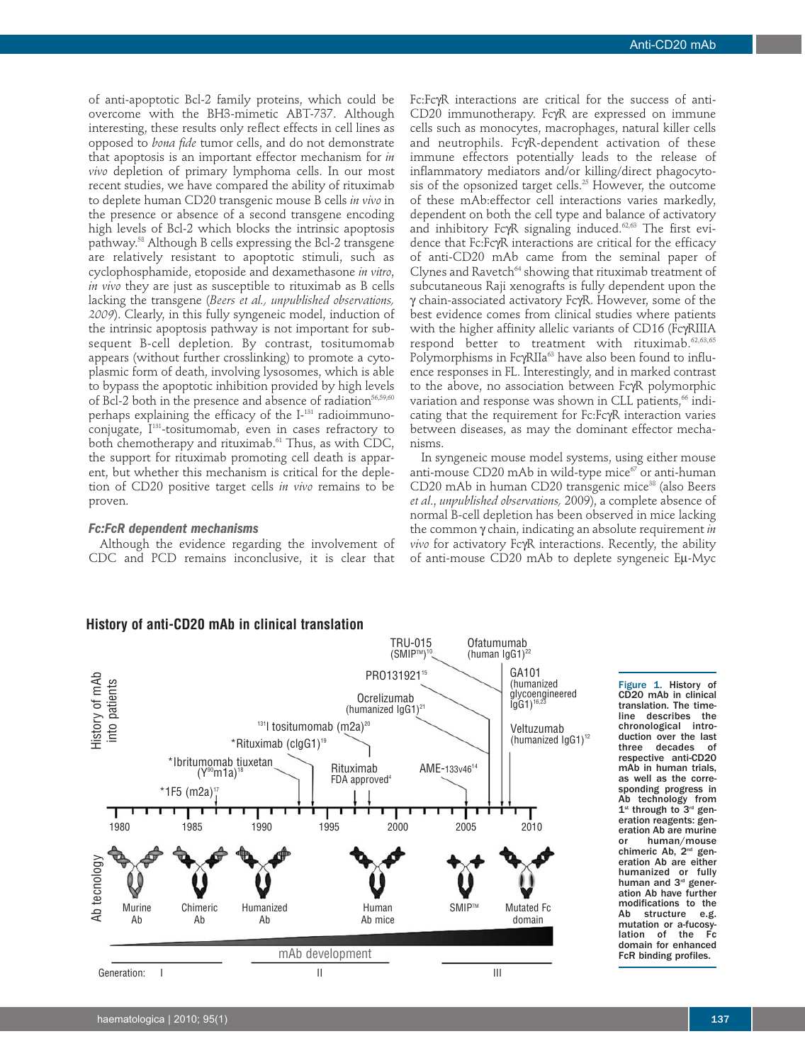of anti-apoptotic Bcl-2 family proteins, which could be overcome with the BH3-mimetic ABT-737. Although interesting, these results only reflect effects in cell lines as opposed to *bona fide* tumor cells, and do not demonstrate that apoptosis is an important effector mechanism for *in vivo* depletion of primary lymphoma cells. In our most recent studies, we have compared the ability of rituximab to deplete human CD20 transgenic mouse B cells *in vivo* in the presence or absence of a second transgene encoding high levels of Bcl-2 which blocks the intrinsic apoptosis pathway.[58] Although B cells expressing the Bcl-2 transgene are relatively resistant to apoptotic stimuli, such as cyclophosphamide, etoposide and dexamethasone *in vitro*, *in vivo* they are just as susceptible to rituximab as B cells lacking the transgene (*Beers et al., unpublished observations, 2009*). Clearly, in this fully syngeneic model, induction of the intrinsic apoptosis pathway is not important for subsequent B-cell depletion. By contrast, tositumomab appears (without further crosslinking) to promote a cytoplasmic form of death, involving lysosomes, which is able to bypass the apoptotic inhibition provided by high levels of Bcl-2 both in the presence and absence of radiation[56,59,60] perhaps explaining the efficacy of the I-[131] radioimmunoconjugate, I[131]-tositumomab, even in cases refractory to both chemotherapy and rituximab.[61] Thus, as with CDC, the support for rituximab promoting cell death is apparent, but whether this mechanism is critical for the depletion of CD20 positive target cells *in vivo* remains to be proven.

### *Fc:FcR dependent mechanisms*

Although the evidence regarding the involvement of CDC and PCD remains inconclusive, it is clear that Fc:FcγR interactions are critical for the success of anti-CD20 immunotherapy. FcγR are expressed on immune cells such as monocytes, macrophages, natural killer cells and neutrophils. FcγR-dependent activation of these immune effectors potentially leads to the release of inflammatory mediators and/or killing/direct phagocytosis of the opsonized target cells.[25] However, the outcome of these mAb:effector cell interactions varies markedly, dependent on both the cell type and balance of activatory and inhibitory FcγR signaling induced.[62,63] The first evidence that Fc:FcγR interactions are critical for the efficacy of anti-CD20 mAb came from the seminal paper of Clynes and Ravetch[64] showing that rituximab treatment of subcutaneous Raji xenografts is fully dependent upon the γ chain-associated activatory FcγR. However, some of the best evidence comes from clinical studies where patients with the higher affinity allelic variants of CD16 (FcγRIIIA respond better to treatment with rituximab.[62,63,65] Polymorphisms in FcγRIIa[63] have also been found to influence responses in FL. Interestingly, and in marked contrast to the above, no association between FcγR polymorphic variation and response was shown in CLL patients,[66] indicating that the requirement for Fc:FcγR interaction varies between diseases, as may the dominant effector mechanisms.

In syngeneic mouse model systems, using either mouse anti-mouse CD20 mAb in wild-type mice[67] or anti-human CD20 mAb in human CD20 transgenic mice[38] (also Beers *et al., unpublished observations,* 2009), a complete absence of normal B-cell depletion has been observed in mice lacking the common γ chain, indicating an absolute requirement *in vivo* for activatory FcγR interactions. Recently, the ability of anti-mouse CD20 mAb to deplete syngeneic Eμ-Myc

**History of anti-CD20 mAb in clinical translation**

History of mAb into patients

*1F5 (m2a)[17]
*Ibritumomab tiuxetan (Y[90]m1a)[18]
*Rituximab (clgG1)[19]
[131]I tositumomab (m2a)[20]
Rituximab FDA approved[4]
Ocrelizumab (humanized IgG1)[21]
PRO131921[15]
AME-133v46[14]
TRU-015 (SMIP™)[10]
Ofatumumab (human IgG1)[22]
GA101 (humanized glycoengineered IgG1)[16,23]
Veltuzumab (humanized IgG1)[12]

1980 1985 1990 1995 2000 2005 2010

Ab tecnology

Murine Ab
Chimeric Ab
Humanized Ab
Human Ab mice
SMIP™
Mutated Fc domain

mAb development

Generation: I II III

**Figure 1. History of CD20 mAb in clinical translation. The timeline describes the chronological introduction over the last three decades of respective anti-CD20 mAb in human trials, as well as the corresponding progress in Ab technology from 1st through to 3rd generation reagents: generation Ab are murine or human/mouse chimeric Ab, 2nd generation Ab are either humanized or fully human and 3rd generation Ab have further modifications to the Ab structure e.g. mutation or a-fucosylation of the Fc domain for enhanced FcR binding profiles.**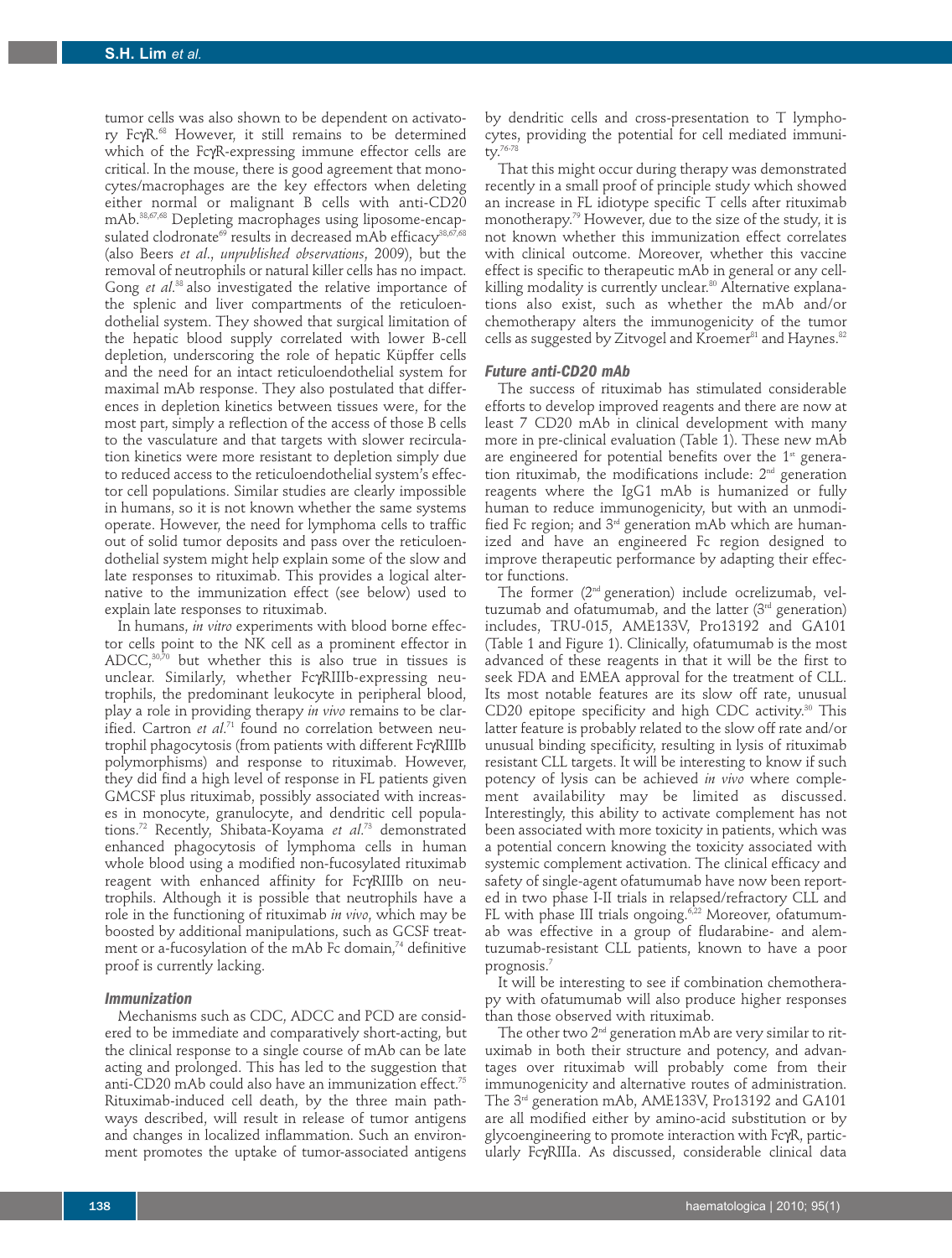tumor cells was also shown to be dependent on activatory FcγR.[68] However, it still remains to be determined which of the FcγR-expressing immune effector cells are critical. In the mouse, there is good agreement that monocytes/macrophages are the key effectors when deleting either normal or malignant B cells with anti-CD20 mAb.[38,67,68] Depleting macrophages using liposome-encapsulated clodronate[69] results in decreased mAb efficacy[38,67,68] (also Beers *et al.*, *unpublished observations*, 2009), but the removal of neutrophils or natural killer cells has no impact. Gong *et al.*[38] also investigated the relative importance of the splenic and liver compartments of the reticuloendothelial system. They showed that surgical limitation of the hepatic blood supply correlated with lower B-cell depletion, underscoring the role of hepatic Küpffer cells and the need for an intact reticuloendothelial system for maximal mAb response. They also postulated that differences in depletion kinetics between tissues were, for the most part, simply a reflection of the access of those B cells to the vasculature and that targets with slower recirculation kinetics were more resistant to depletion simply due to reduced access to the reticuloendothelial system's effector cell populations. Similar studies are clearly impossible in humans, so it is not known whether the same systems operate. However, the need for lymphoma cells to traffic out of solid tumor deposits and pass over the reticuloendothelial system might help explain some of the slow and late responses to rituximab. This provides a logical alternative to the immunization effect (see below) used to explain late responses to rituximab.

In humans, *in vitro* experiments with blood borne effector cells point to the NK cell as a prominent effector in ADCC,[30,70] but whether this is also true in tissues is unclear. Similarly, whether FcγRIIIb-expressing neutrophils, the predominant leukocyte in peripheral blood, play a role in providing therapy *in vivo* remains to be clarified. Cartron *et al.*[71] found no correlation between neutrophil phagocytosis (from patients with different FcγRIIIb polymorphisms) and response to rituximab. However, they did find a high level of response in FL patients given GMCSF plus rituximab, possibly associated with increases in monocyte, granulocyte, and dendritic cell populations.[72] Recently, Shibata-Koyama *et al.*[73] demonstrated enhanced phagocytosis of lymphoma cells in human whole blood using a modified non-fucosylated rituximab reagent with enhanced affinity for FcγRIIIb on neutrophils. Although it is possible that neutrophils have a role in the functioning of rituximab *in vivo*, which may be boosted by additional manipulations, such as GCSF treatment or a-fucosylation of the mAb Fc domain,[74] definitive proof is currently lacking.

### Immunization

Mechanisms such as CDC, ADCC and PCD are considered to be immediate and comparatively short-acting, but the clinical response to a single course of mAb can be late acting and prolonged. This has led to the suggestion that anti-CD20 mAb could also have an immunization effect.[75] Rituximab-induced cell death, by the three main pathways described, will result in release of tumor antigens and changes in localized inflammation. Such an environment promotes the uptake of tumor-associated antigens by dendritic cells and cross-presentation to T lymphocytes, providing the potential for cell mediated immunity.[76-78]

That this might occur during therapy was demonstrated recently in a small proof of principle study which showed an increase in FL idiotype specific T cells after rituximab monotherapy.[79] However, due to the size of the study, it is not known whether this immunization effect correlates with clinical outcome. Moreover, whether this vaccine effect is specific to therapeutic mAb in general or any cell-killing modality is currently unclear.[80] Alternative explanations also exist, such as whether the mAb and/or chemotherapy alters the immunogenicity of the tumor cells as suggested by Zitvogel and Kroemer[81] and Haynes.[82]

### Future anti-CD20 mAb

The success of rituximab has stimulated considerable efforts to develop improved reagents and there are now at least 7 CD20 mAb in clinical development with many more in pre-clinical evaluation (Table 1). These new mAb are engineered for potential benefits over the 1st generation rituximab, the modifications include: 2nd generation reagents where the IgG1 mAb is humanized or fully human to reduce immunogenicity, but with an unmodified Fc region; and 3rd generation mAb which are humanized and have an engineered Fc region designed to improve therapeutic performance by adapting their effector functions.

The former (2nd generation) include ocrelizumab, veltuzumab and ofatumumab, and the latter (3rd generation) includes, TRU-015, AME133V, Pro13192 and GA101 (Table 1 and Figure 1). Clinically, ofatumumab is the most advanced of these reagents in that it will be the first to seek FDA and EMEA approval for the treatment of CLL. Its most notable features are its slow off rate, unusual CD20 epitope specificity and high CDC activity.[30] This latter feature is probably related to the slow off rate and/or unusual binding specificity, resulting in lysis of rituximab resistant CLL targets. It will be interesting to know if such potency of lysis can be achieved *in vivo* where complement availability may be limited as discussed. Interestingly, this ability to activate complement has not been associated with more toxicity in patients, which was a potential concern knowing the toxicity associated with systemic complement activation. The clinical efficacy and safety of single-agent ofatumumab have now been reported in two phase I-II trials in relapsed/refractory CLL and FL with phase III trials ongoing.[6,22] Moreover, ofatumumab was effective in a group of fludarabine- and alemtuzumab-resistant CLL patients, known to have a poor prognosis.[7]

It will be interesting to see if combination chemotherapy with ofatumumab will also produce higher responses than those observed with rituximab.

The other two 2nd generation mAb are very similar to rituximab in both their structure and potency, and advantages over rituximab will probably come from their immunogenicity and alternative routes of administration. The 3rd generation mAb, AME133V, Pro13192 and GA101 are all modified either by amino-acid substitution or by glycoengineering to promote interaction with FcγR, particularly FcγRIIIa. As discussed, considerable clinical data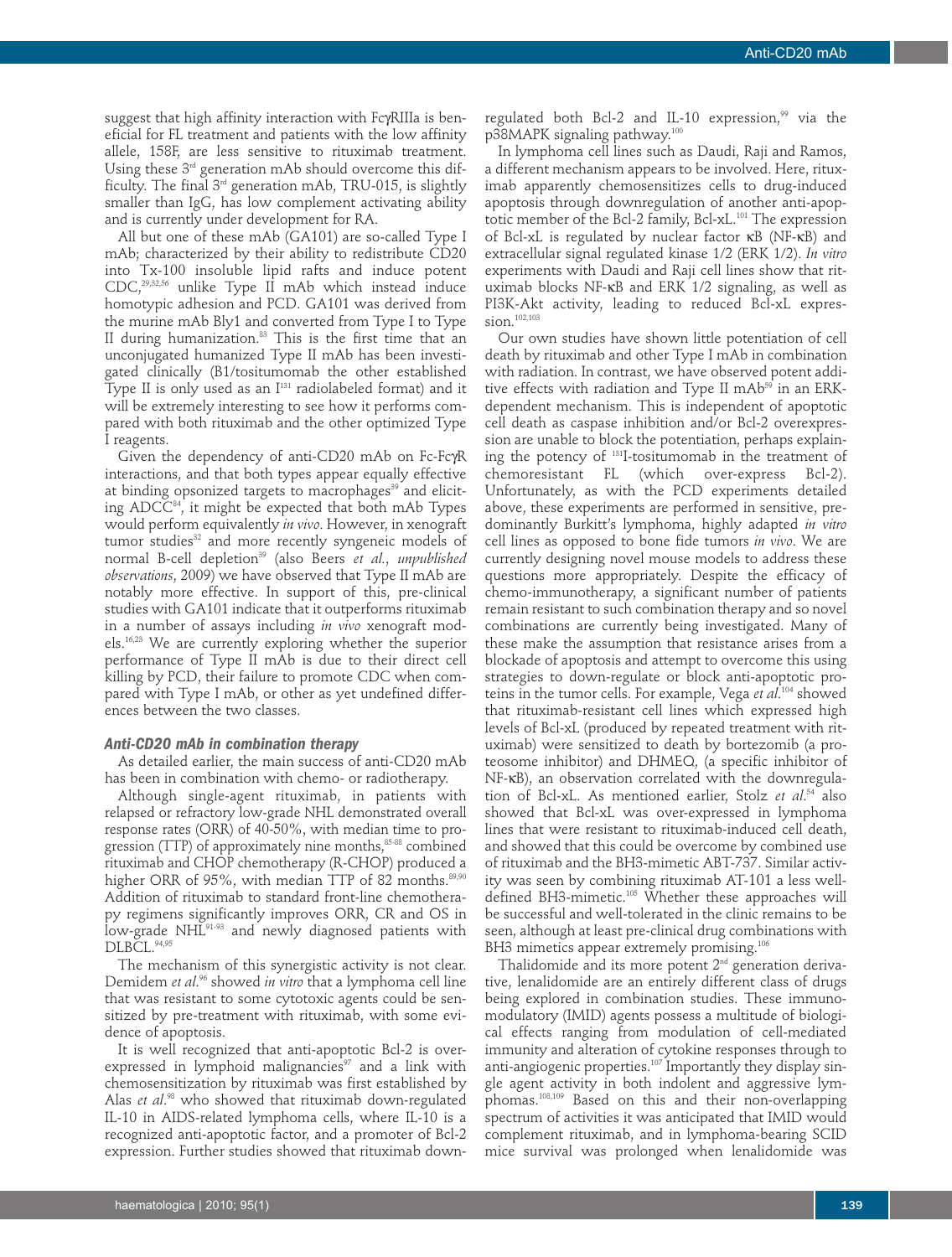suggest that high affinity interaction with FcγRIIIa is beneficial for FL treatment and patients with the low affinity allele, 158F, are less sensitive to rituximab treatment. Using these 3rd generation mAb should overcome this difficulty. The final 3rd generation mAb, TRU-015, is slightly smaller than IgG, has low complement activating ability and is currently under development for RA.

All but one of these mAb (GA101) are so-called Type I mAb; characterized by their ability to redistribute CD20 into Tx-100 insoluble lipid rafts and induce potent CDC,[29,32,56] unlike Type II mAb which instead induce homotypic adhesion and PCD. GA101 was derived from the murine mAb Bly1 and converted from Type I to Type II during humanization.[83] This is the first time that an unconjugated humanized Type II mAb has been investigated clinically (B1/tositumomab the other established Type II is only used as an $I^{131}$ radiolabeled format) and it will be extremely interesting to see how it performs compared with both rituximab and the other optimized Type I reagents.

Given the dependency of anti-CD20 mAb on Fc-FcγR interactions, and that both types appear equally effective at binding opsonized targets to macrophages[39] and eliciting ADCC[84], it might be expected that both mAb Types would perform equivalently *in vivo*. However, in xenograft tumor studies[32] and more recently syngeneic models of normal B-cell depletion[39] (also Beers *et al.*, *unpublished observations*, 2009) we have observed that Type II mAb are notably more effective. In support of this, pre-clinical studies with GA101 indicate that it outperforms rituximab in a number of assays including *in vivo* xenograft models.[16,23] We are currently exploring whether the superior performance of Type II mAb is due to their direct cell killing by PCD, their failure to promote CDC when compared with Type I mAb, or other as yet undefined differences between the two classes.

### Anti-CD20 mAb in combination therapy

As detailed earlier, the main success of anti-CD20 mAb has been in combination with chemo- or radiotherapy.

Although single-agent rituximab, in patients with relapsed or refractory low-grade NHL demonstrated overall response rates (ORR) of 40-50%, with median time to progression (TTP) of approximately nine months,[85-88] combined rituximab and CHOP chemotherapy (R-CHOP) produced a higher ORR of 95%, with median TTP of 82 months.[89,90] Addition of rituximab to standard front-line chemotherapy regimens significantly improves ORR, CR and OS in low-grade NHL[91-93] and newly diagnosed patients with DLBCL.[94,95]

The mechanism of this synergistic activity is not clear. Demidem *et al.*[96] showed *in vitro* that a lymphoma cell line that was resistant to some cytotoxic agents could be sensitized by pre-treatment with rituximab, with some evidence of apoptosis.

It is well recognized that anti-apoptotic Bcl-2 is overexpressed in lymphoid malignancies[97] and a link with chemosensitization by rituximab was first established by Alas *et al.*[98] who showed that rituximab down-regulated IL-10 in AIDS-related lymphoma cells, where IL-10 is a recognized anti-apoptotic factor, and a promoter of Bcl-2 expression. Further studies showed that rituximab down-regulated both Bcl-2 and IL-10 expression,[99] via the p38MAPK signaling pathway.[100]

In lymphoma cell lines such as Daudi, Raji and Ramos, a different mechanism appears to be involved. Here, rituximab apparently chemosensitizes cells to drug-induced apoptosis through downregulation of another anti-apoptotic member of the Bcl-2 family, Bcl-xL.[101] The expression of Bcl-xL is regulated by nuclear factor κB (NF-κB) and extracellular signal regulated kinase 1/2 (ERK 1/2). *In vitro* experiments with Daudi and Raji cell lines show that rituximab blocks NF-κB and ERK 1/2 signaling, as well as PI3K-Akt activity, leading to reduced Bcl-xL expression.[102,103]

Our own studies have shown little potentiation of cell death by rituximab and other Type I mAb in combination with radiation. In contrast, we have observed potent additive effects with radiation and Type II mAb[59] in an ERK-dependent mechanism. This is independent of apoptotic cell death as caspase inhibition and/or Bcl-2 overexpression are unable to block the potentiation, perhaps explaining the potency of $^{131}$I-tositumomab in the treatment of chemoresistant FL (which over-express Bcl-2). Unfortunately, as with the PCD experiments detailed above, these experiments are performed in sensitive, predominantly Burkitt's lymphoma, highly adapted *in vitro* cell lines as opposed to bone fide tumors *in vivo*. We are currently designing novel mouse models to address these questions more appropriately. Despite the efficacy of chemo-immunotherapy, a significant number of patients remain resistant to such combination therapy and so novel combinations are currently being investigated. Many of these make the assumption that resistance arises from a blockade of apoptosis and attempt to overcome this using strategies to down-regulate or block anti-apoptotic proteins in the tumor cells. For example, Vega *et al.*[104] showed that rituximab-resistant cell lines which expressed high levels of Bcl-xL (produced by repeated treatment with rituximab) were sensitized to death by bortezomib (a proteosome inhibitor) and DHMEQ, (a specific inhibitor of NF-κB), an observation correlated with the downregulation of Bcl-xL. As mentioned earlier, Stolz *et al.*[54] also showed that Bcl-xL was over-expressed in lymphoma lines that were resistant to rituximab-induced cell death, and showed that this could be overcome by combined use of rituximab and the BH3-mimetic ABT-737. Similar activity was seen by combining rituximab AT-101 a less well-defined BH3-mimetic.[105] Whether these approaches will be successful and well-tolerated in the clinic remains to be seen, although at least pre-clinical drug combinations with BH3 mimetics appear extremely promising.[106]

Thalidomide and its more potent 2nd generation derivative, lenalidomide are an entirely different class of drugs being explored in combination studies. These immunomodulatory (IMID) agents possess a multitude of biological effects ranging from modulation of cell-mediated immunity and alteration of cytokine responses through to anti-angiogenic properties.[107] Importantly they display single agent activity in both indolent and aggressive lymphomas.[108,109] Based on this and their non-overlapping spectrum of activities it was anticipated that IMID would complement rituximab, and in lymphoma-bearing SCID mice survival was prolonged when lenalidomide was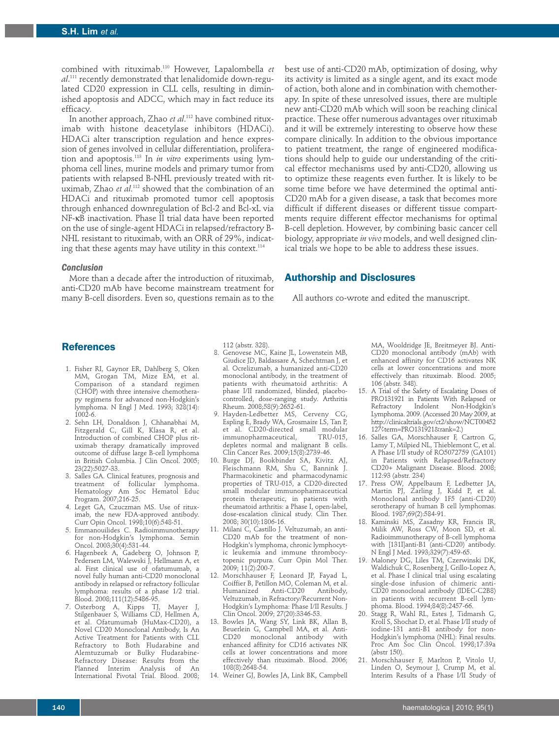combined with rituximab.[110] However, Lapalombella *et al*.[111] recently demonstrated that lenalidomide down-regulated CD20 expression in CLL cells, resulting in diminished apoptosis and ADCC, which may in fact reduce its efficacy.

In another approach, Zhao *et al*.[112] have combined rituximab with histone deacetylase inhibitors (HDACi). HDACi alter transcription regulation and hence expression of genes involved in cellular differentiation, proliferation and apoptosis.[113] In *in vitro* experiments using lymphoma cell lines, murine models and primary tumor from patients with relapsed B-NHL previously treated with rituximab, Zhao *et al*.[112] showed that the combination of an HDACi and rituximab promoted tumor cell apoptosis through enhanced downregulation of Bcl-2 and Bcl-xL via NF-κB inactivation. Phase II trial data have been reported on the use of single-agent HDACi in relapsed/refractory B-NHL resistant to rituximab, with an ORR of 29%, indicating that these agents may have utility in this context.[114]

### Conclusion

More than a decade after the introduction of rituximab, anti-CD20 mAb have become mainstream treatment for many B-cell disorders. Even so, questions remain as to the best use of anti-CD20 mAb, optimization of dosing, why its activity is limited as a single agent, and its exact mode of action, both alone and in combination with chemotherapy. In spite of these unresolved issues, there are multiple new anti-CD20 mAb which will soon be reaching clinical practice. These offer numerous advantages over rituximab and it will be extremely interesting to observe how these compare clinically. In addition to the obvious importance to patient treatment, the range of engineered modifications should help to guide our understanding of the critical effector mechanisms used by anti-CD20, allowing us to optimize these reagents even further. It is likely to be some time before we have determined the optimal anti-CD20 mAb for a given disease, a task that becomes more difficult if different diseases or different tissue compartments require different effector mechanisms for optimal B-cell depletion. However, by combining basic cancer cell biology, appropriate *in vivo* models, and well designed clinical trials we hope to be able to address these issues.

## Authorship and Disclosures

All authors co-wrote and edited the manuscript.

## References

1. Fisher RI, Gaynor ER, Dahlberg S, Oken MM, Grogan TM, Mize EM, et al. Comparison of a standard regimen (CHOP) with three intensive chemotherapy regimens for advanced non-Hodgkin's lymphoma. N Engl J Med. 1993; 328(14):1002-6.
2. Sehn LH, Donaldson J, Chhanabhai M, Fitzgerald C, Gill K, Klasa R, et al. Introduction of combined CHOP plus rituximab therapy dramatically improved outcome of diffuse large B-cell lymphoma in British Columbia. J Clin Oncol. 2005; 23(22):5027-33.
3. Salles GA. Clinical features, prognosis and treatment of follicular lymphoma. Hematology Am Soc Hematol Educ Program. 2007;216-25.
4. Leget GA, Czuczman MS. Use of rituximab, the new FDA-approved antibody. Curr Opin Oncol. 1998;10(6):548-51.
5. Emmanouilides C. Radioimmunotherapy for non-Hodgkin's lymphoma. Semin Oncol. 2003;30(4):531-44.
6. Hagenbeek A, Gadeberg O, Johnson P, Pedersen LM, Walewski J, Hellmann A, et al. First clinical use of ofatumumab, a novel fully human anti-CD20 monoclonal antibody in relapsed or refractory follicular lymphoma: results of a phase 1/2 trial. Blood. 2008;111(12):5486-95.
7. Osterborg A, Kipps TJ, Mayer J, Stilgenbauer S, Williams CD, Hellmen A, et al. Ofatumumab (HuMax-CD20), a Novel CD20 Monoclonal Antibody, Is An Active Treatment for Patients with CLL Refractory to Both Fludarabine and Alemtuzumab or Bulky Fludarabine-Refractory Disease: Results from the Planned Interim Analysis of An International Pivotal Trial. Blood. 2008; 112 (abstr. 328).
8. Genovese MC, Kaine JL, Lowenstein MB, Giudice JD, Baldassare A, Schechtman J, et al. Ocrelizumab, a humanized anti-CD20 monoclonal antibody, in the treatment of patients with rheumatoid arthritis: A phase I/II randomized, blinded, placebo-controlled, dose-ranging study. Arthritis Rheum. 2008;58(9):2652-61.
9. Hayden-Ledbetter MS, Cerveny CG, Espling E, Brady WA, Grosmaire LS, Tan P, et al. CD20-directed small modular immunopharmaceutical, TRU-015, depletes normal and malignant B cells. Clin Cancer Res. 2009;15(8):2739-46.
10. Burge DJ, Bookbinder SA, Kivitz AJ, Fleischmann RM, Shu C, Bannink J. Pharmacokinetic and pharmacodynamic properties of TRU-015, a CD20-directed small modular immunopharmaceutical protein therapeutic, in patients with rheumatoid arthritis: a Phase I, open-label, dose-escalation clinical study. Clin Ther. 2008; 30(10):1806-16.
11. Milani C, Castillo J. Veltuzumab, an anti-CD20 mAb for the treatment of non-Hodgkin's lymphoma, chronic lymphocytic leukemia and immune thrombocytopenic purpura. Curr Opin Mol Ther. 2009; 11(2):200-7.
12. Morschhauser F, Leonard JP, Fayad L, Coiffier B, Petillon MO, Coleman M, et al. Humanized Anti-CD20 Antibody, Veltuzumab, in Refractory/Recurrent Non-Hodgkin's Lymphoma: Phase I/II Results. J Clin Oncol. 2009; 27(20):3346-53.
13. Bowles JA, Wang SY, Link BK, Allan B, Beuerlein G, Campbell MA, et al. Anti-CD20 monoclonal antibody with enhanced affinity for CD16 activates NK cells at lower concentrations and more effectively than rituximab. Blood. 2006; 108(8):2648-54.
14. Weiner GJ, Bowles JA, Link BK, Campbell MA, Wooldridge JE, Breitmeyer BJ. Anti-CD20 monoclonal antibody (mAb) with enhanced affinity for CD16 activates NK cells at lower concentrations and more effectively than rituximab. Blood. 2005; 106 (abstr. 348).
15. A Trial of the Safety of Escalating Doses of PRO131921 in Patients With Relapsed or Refractory Indolent Non-Hodgkin's Lymphoma. 2009. (Accessed 20 May 2009, at http://clinicaltrials.gov/ct2/show/NCT00452127?term=PRO131921&rank=2.)
16. Salles GA, Morschhauser F, Cartron G, Lamy T, Milpied NL, Thieblemont C, et al. A Phase I/II study of RO5072759 (GA101) in Patients with Relapsed/Refractory CD20+ Malignant Disease. Blood. 2008; 112:93 (abstr. 234)
17. Press OW, Appelbaum F, Ledbetter JA, Martin PJ, Zarling J, Kidd P, et al. Monoclonal antibody 1F5 (anti-CD20) serotherapy of human B cell lymphomas. Blood. 1987;69(2):584-91.
18. Kaminski MS, Zasadny KR, Francis IR, Milik AW, Ross CW, Moon SD, et al. Radioimmunotherapy of B-cell lymphoma with [131I]anti-B1 (anti-CD20) antibody. N Engl J Med. 1993;329(7):459-65.
19. Maloney DG, Liles TM, Czerwinski DK, Waldichuk C, Rosenberg J, Grillo-Lopez A, et al. Phase I clinical trial using escalating single-dose infusion of chimeric anti-CD20 monoclonal antibody (IDEC-C2B8) in patients with recurrent B-cell lymphoma. Blood. 1994;84(8):2457-66.
20. Stagg R, Wahl RL, Estes J, Tidmarsh G, Kroll S, Shochat D, et al. Phase I/II study of iodine-131 anti-B1 antibody for non-Hodgkin's lymphoma (NHL): Final results. Proc Am Soc Clin Oncol. 1998;17:39a (abstr 150).
21. Morschhauser F, Marlton P, Vitolo U, Linden O, Seymour J, Crump M, et al. Interim Results of a Phase I/II Study of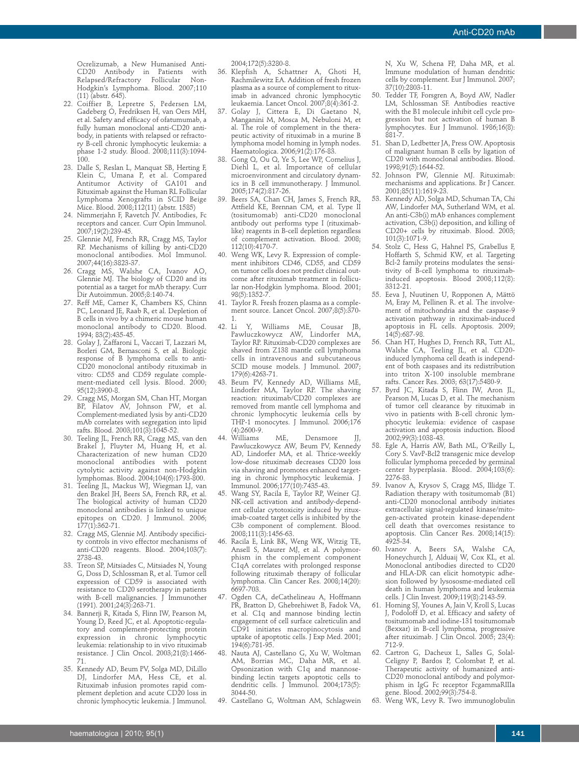Ocrelizumab, a New Humanised Anti-CD20 Antibody in Patients with Relapsed/Refractory Follicular Non-Hodgkin's Lymphoma. Blood. 2007;110 (11) (abstr. 645).

22. Coiffier B, Lepretre S, Pedersen LM, Gadeberg O, Fredriksen H, van Oers MH, et al. Safety and efficacy of ofatumumab, a fully human monoclonal anti-CD20 antibody, in patients with relapsed or refractory B-cell chronic lymphocytic leukemia: a phase 1-2 study. Blood. 2008;111(3):1094-100.
23. Dalle S, Reslan L, Manquat SB, Herting F, Klein C, Umana P, et al. Compared Antitumor Activity of GA101 and Rituximab against the Human RL Follicular Lymphoma Xenografts in SCID Beige Mice. Blood. 2008;112(11) (abstr. 1585)
24. Nimmerjahn F, Ravetch JV. Antibodies, Fc receptors and cancer. Curr Opin Immunol. 2007;19(2):239-45.
25. Glennie MJ, French RR, Cragg MS, Taylor RP. Mechanisms of killing by anti-CD20 monoclonal antibodies. Mol Immunol. 2007;44(16):3823-37.
26. Cragg MS, Walshe CA, Ivanov AO, Glennie MJ. The biology of CD20 and its potential as a target for mAb therapy. Curr Dir Autoimmun. 2005;8:140-74.
27. Reff ME, Carner K, Chambers KS, Chinn PC, Leonard JE, Raab R, et al. Depletion of B cells in vivo by a chimeric mouse human monoclonal antibody to CD20. Blood. 1994; 83(2):435-45.
28. Golay J, Zaffaroni L, Vaccari T, Lazzari M, Borleri GM, Bernasconi S, et al. Biologic response of B lymphoma cells to anti-CD20 monoclonal antibody rituximab in vitro: CD55 and CD59 regulate complement-mediated cell lysis. Blood. 2000; 95(12):3900-8.
29. Cragg MS, Morgan SM, Chan HT, Morgan BP, Filatov AV, Johnson PW, et al. Complement-mediated lysis by anti-CD20 mAb correlates with segregation into lipid rafts. Blood. 2003;101(3):1045-52.
30. Teeling JL, French RR, Cragg MS, van den Brakel J, Pluyter M, Huang H, et al. Characterization of new human CD20 monoclonal antibodies with potent cytolytic activity against non-Hodgkin lymphomas. Blood. 2004;104(6):1793-800.
31. Teeling JL, Mackus WJ, Wiegman LJ, van den Brakel JH, Beers SA, French RR, et al. The biological activity of human CD20 monoclonal antibodies is linked to unique epitopes on CD20. J Immunol. 2006; 177(1):362-71.
32. Cragg MS, Glennie MJ. Antibody specificity controls in vivo effector mechanisms of anti-CD20 reagents. Blood. 2004;103(7): 2738-43.
33. Treon SP, Mitsiades C, Mitsiades N, Young G, Doss D, Schlossman R, et al. Tumor cell expression of CD59 is associated with resistance to CD20 serotherapy in patients with B-cell malignancies. J Immunother (1991). 2001;24(3):263-71.
34. Bannerji R, Kitada S, Flinn IW, Pearson M, Young D, Reed JC, et al. Apoptotic-regulatory and complement-protecting protein expression in chronic lymphocytic leukemia: relationship to in vivo rituximab resistance. J Clin Oncol. 2003;21(8):1466-71.
35. Kennedy AD, Beum PV, Solga MD, DiLillo DJ, Lindorfer MA, Hess CE, et al. Rituximab infusion promotes rapid complement depletion and acute CD20 loss in chronic lymphocytic leukemia. J Immunol. 2004;172(5):3280-8.
36. Klepfish A, Schattner A, Ghoti H, Rachmilewitz EA. Addition of fresh frozen plasma as a source of complement to rituximab in advanced chronic lymphocytic leukaemia. Lancet Oncol. 2007;8(4):361-2.
37. Golay J, Cittera E, Di Gaetano N, Manganini M, Mosca M, Nebuloni M, et al. The role of complement in the therapeutic activity of rituximab in a murine B lymphoma model homing in lymph nodes. Haematologica. 2006;91(2):176-83.
38. Gong Q, Ou Q, Ye S, Lee WP, Cornelius J, Diehl L, et al. Importance of cellular microenvironment and circulatory dynamics in B cell immunotherapy. J Immunol. 2005;174(2):817-26.
39. Beers SA, Chan CH, James S, French RR, Attfield KE, Brennan CM, et al. Type II (tositumomab) anti-CD20 monoclonal antibody out performs type I (rituximab-like) reagents in B-cell depletion regardless of complement activation. Blood. 2008; 112(10):4170-7.
40. Weng WK, Levy R. Expression of complement inhibitors CD46, CD55, and CD59 on tumor cells does not predict clinical outcome after rituximab treatment in follicular non-Hodgkin lymphoma. Blood. 2001; 98(5):1352-7.
41. Taylor R. Fresh frozen plasma as a complement source. Lancet Oncol. 2007;8(5):370-1.
42. Li Y, Williams ME, Cousar JB, Pawluczkowycz AW, Lindorfer MA, Taylor RP. Rituximab-CD20 complexes are shaved from Z138 mantle cell lymphoma cells in intravenous and subcutaneous SCID mouse models. J Immunol. 2007; 179(6):4263-71.
43. Beum PV, Kennedy AD, Williams ME, Lindorfer MA, Taylor RP. The shaving reaction: rituximab/CD20 complexes are removed from mantle cell lymphoma and chronic lymphocytic leukemia cells by THP-1 monocytes. J Immunol. 2006;176 (4):2600-9.
44. Williams ME, Densmore JJ, Pawluczkowycz AW, Beum PV, Kennedy AD, Lindorfer MA, et al. Thrice-weekly low-dose rituximab decreases CD20 loss via shaving and promotes enhanced targeting in chronic lymphocytic leukemia. J Immunol. 2006;177(10):7435-43.
45. Wang SY, Racila E, Taylor RP, Weiner GJ. NK-cell activation and antibody-dependent cellular cytotoxicity induced by rituximab-coated target cells is inhibited by the C3b component of complement. Blood. 2008;111(3):1456-63.
46. Racila E, Link BK, Weng WK, Witzig TE, Ansell S, Maurer MJ, et al. A polymorphism in the complement component C1qA correlates with prolonged response following rituximab therapy of follicular lymphoma. Clin Cancer Res. 2008;14(20): 6697-703.
47. Ogden CA, deCathelineau A, Hoffmann PR, Bratton D, Ghebrehiwet B, Fadok VA, et al. C1q and mannose binding lectin engagement of cell surface calreticulin and CD91 initiates macropinocytosis and uptake of apoptotic cells. J Exp Med. 2001; 194(6):781-95.
48. Nauta AJ, Castellano G, Xu W, Woltman AM, Borrias MC, Daha MR, et al. Opsonization with C1q and mannose-binding lectin targets apoptotic cells to dendritic cells. J Immunol. 2004;173(5): 3044-50.
49. Castellano G, Woltman AM, Schlagwein N, Xu W, Schena FP, Daha MR, et al. Immune modulation of human dendritic cells by complement. Eur J Immunol. 2007; 37(10):2803-11.
50. Tedder TF, Forsgren A, Boyd AW, Nadler LM, Schlossman SF. Antibodies reactive with the B1 molecule inhibit cell cycle progression but not activation of human B lymphocytes. Eur J Immunol. 1986;16(8): 881-7.
51. Shan D, Ledbetter JA, Press OW. Apoptosis of malignant human B cells by ligation of CD20 with monoclonal antibodies. Blood. 1998;91(5):1644-52.
52. Johnson PW, Glennie MJ. Rituximab: mechanisms and applications. Br J Cancer. 2001;85(11):1619-23.
53. Kennedy AD, Solga MD, Schuman TA, Chi AW, Lindorfer MA, Sutherland WM, et al. An anti-C3b(i) mAb enhances complement activation, C3b(i) deposition, and killing of CD20+ cells by rituximab. Blood. 2003; 101(3):1071-9.
54. Stolz C, Hess G, Hahnel PS, Grabellus F, Hoffarth S, Schmid KW, et al. Targeting Bcl-2 family proteins modulates the sensitivity of B-cell lymphoma to rituximab-induced apoptosis. Blood 2008;112(8): 3312-21.
55. Eeva J, Nuutinen U, Ropponen A, Mättö M, Eray M, Pellinen R. et al. The involvement of mitochondria and the caspase-9 activation pathway in rituximab-induced apoptosis in FL cells. Apoptosis. 2009; 14(5):687-98.
56. Chan HT, Hughes D, French RR, Tutt AL, Walshe CA, Teeling JL, et al. CD20-induced lymphoma cell death is independent of both caspases and its redistribution into triton X-100 insoluble membrane rafts. Cancer Res. 2003; 63(17):5480-9.
57. Byrd JC, Kitada S, Flinn IW, Aron JL, Pearson M, Lucas D, et al. The mechanism of tumor cell clearance by rituximab in vivo in patients with B-cell chronic lymphocytic leukemia: evidence of caspase activation and apoptosis induction. Blood 2002;99(3):1038-43.
58. Egle A, Harris AW, Bath ML, O'Reilly L, Cory S. VavP-Bcl2 transgenic mice develop follicular lymphoma preceded by germinal center hyperplasia. Blood. 2004;103(6): 2276-83.
59. Ivanov A, Krysov S, Cragg MS, Illidge T. Radiation therapy with tositumomab (B1) anti-CD20 monoclonal antibody initiates extracellular signal-regulated kinase/mitogen-activated protein kinase-dependent cell death that overcomes resistance to apoptosis. Clin Cancer Res. 2008;14(15): 4925-34.
60. Ivanov A, Beers SA, Walshe CA, Honeychurch J, Alduaij W, Cox KL, et al. Monoclonal antibodies directed to CD20 and HLA-DR can elicit homotypic adhesion followed by lysososme-mediated cell death in human lymphoma and leukemia cells. J Clin Invest. 2009;119(8):2143-59.
61. Horning SJ, Younes A, Jain V, Kroll S, Lucas J, Podoloff D, et al. Efficacy and safety of tositumomab and iodine-131 tositumomab (Bexxar) in B-cell lymphoma, progressive after rituximab. J Clin Oncol. 2005; 23(4): 712-9.
62. Cartron G, Dacheux L, Salles G, Solal-Celigny P, Bardos P, Colombat P, et al. Therapeutic activity of humanized anti-CD20 monoclonal antibody and polymorphism in IgG Fc receptor FcgammaRIIIa gene. Blood. 2002;99(3):754-8.
63. Weng WK, Levy R. Two immunoglobulin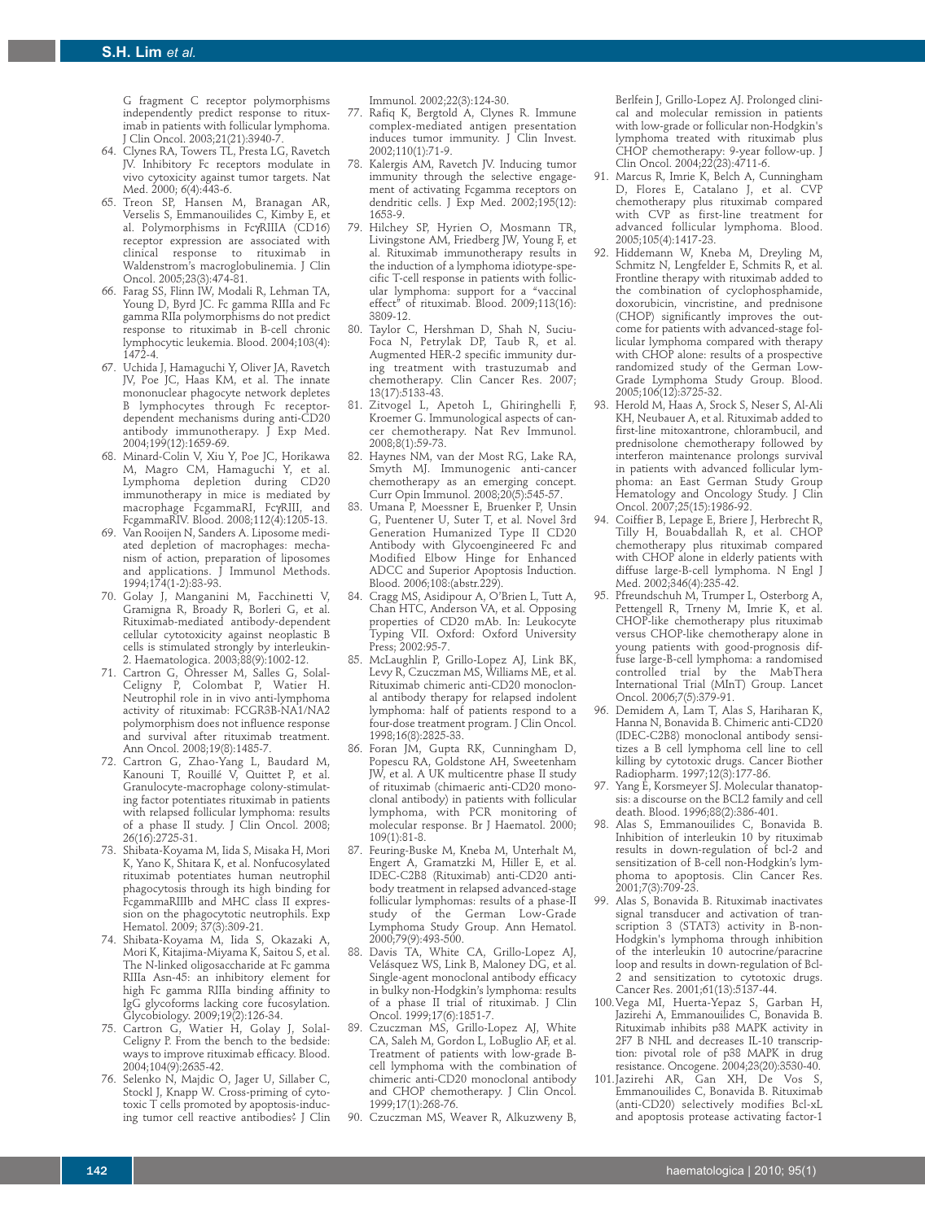G fragment C receptor polymorphisms independently predict response to rituximab in patients with follicular lymphoma. J Clin Oncol. 2003;21(21):3940-7.

64. Clynes RA, Towers TL, Presta LG, Ravetch JV. Inhibitory Fc receptors modulate in vivo cytoxicity against tumor targets. Nat Med. 2000; 6(4):443-6.
65. Treon SP, Hansen M, Branagan AR, Verselis S, Emmanouilides C, Kimby E, et al. Polymorphisms in FcγRIIIA (CD16) receptor expression are associated with clinical response to rituximab in Waldenstrom's macroglobulinemia. J Clin Oncol. 2005;23(3):474-81.
66. Farag SS, Flinn IW, Modali R, Lehman TA, Young D, Byrd JC. Fc gamma RIIIa and Fc gamma RIIa polymorphisms do not predict response to rituximab in B-cell chronic lymphocytic leukemia. Blood. 2004;103(4):1472-4.
67. Uchida J, Hamaguchi Y, Oliver JA, Ravetch JV, Poe JC, Haas KM, et al. The innate mononuclear phagocyte network depletes B lymphocytes through Fc receptor-dependent mechanisms during anti-CD20 antibody immunotherapy. J Exp Med. 2004;199(12):1659-69.
68. Minard-Colin V, Xiu Y, Poe JC, Horikawa M, Magro CM, Hamaguchi Y, et al. Lymphoma depletion during CD20 immunotherapy in mice is mediated by macrophage FcgammaRI, FcγRIII, and FcgammaRIV. Blood. 2008;112(4):1205-13.
69. Van Rooijen N, Sanders A. Liposome mediated depletion of macrophages: mechanism of action, preparation of liposomes and applications. J Immunol Methods. 1994;174(1-2):83-93.
70. Golay J, Manganini M, Facchinetti V, Gramigna R, Broady R, Borleri G, et al. Rituximab-mediated antibody-dependent cellular cytotoxicity against neoplastic B cells is stimulated strongly by interleukin-2. Haematologica. 2003;88(9):1002-12.
71. Cartron G, Ohresser M, Salles G, Solal-Celigny P, Colombat P, Watier H. Neutrophil role in in vivo anti-lymphoma activity of rituximab: FCGR3B-NA1/NA2 polymorphism does not influence response and survival after rituximab treatment. Ann Oncol. 2008;19(8):1485-7.
72. Cartron G, Zhao-Yang L, Baudard M, Kanouni T, Rouillé V, Quittet P, et al. Granulocyte-macrophage colony-stimulating factor potentiates rituximab in patients with relapsed follicular lymphoma: results of a phase II study. J Clin Oncol. 2008; 26(16):2725-31.
73. Shibata-Koyama M, Iida S, Misaka H, Mori K, Yano K, Shitara K, et al. Nonfucosylated rituximab potentiates human neutrophil phagocytosis through its high binding for FcgammaRIIIb and MHC class II expression on the phagocytotic neutrophils. Exp Hematol. 2009; 37(3):309-21.
74. Shibata-Koyama M, Iida S, Okazaki A, Mori K, Kitajima-Miyama K, Saitou S, et al. The N-linked oligosaccharide at Fc gamma RIIIa Asn-45: an inhibitory element for high Fc gamma RIIIa binding affinity to IgG glycoforms lacking core fucosylation. Glycobiology. 2009;19(2):126-34.
75. Cartron G, Watier H, Golay J, Solal-Celigny P. From the bench to the bedside: ways to improve rituximab efficacy. Blood. 2004;104(9):2635-42.
76. Selenko N, Majdic O, Jager U, Sillaber C, Stockl J, Knapp W. Cross-priming of cytotoxic T cells promoted by apoptosis-inducing tumor cell reactive antibodies? J Clin Immunol. 2002;22(3):124-30.
77. Rafiq K, Bergtold A, Clynes R. Immune complex-mediated antigen presentation induces tumor immunity. J Clin Invest. 2002;110(1):71-9.
78. Kalergis AM, Ravetch JV. Inducing tumor immunity through the selective engagement of activating Fcgamma receptors on dendritic cells. J Exp Med. 2002;195(12):1653-9.
79. Hilchey SP, Hyrien O, Mosmann TR, Livingstone AM, Friedberg JW, Young F, et al. Rituximab immunotherapy results in the induction of a lymphoma idiotype-specific T-cell response in patients with follicular lymphoma: support for a "vaccinal effect" of rituximab. Blood. 2009;113(16):3809-12.
80. Taylor C, Hershman D, Shah N, Suciu-Foca N, Petrylak DP, Taub R, et al. Augmented HER-2 specific immunity during treatment with trastuzumab and chemotherapy. Clin Cancer Res. 2007; 13(17):5133-43.
81. Zitvogel L, Apetoh L, Ghiringhelli F, Kroemer G. Immunological aspects of cancer chemotherapy. Nat Rev Immunol. 2008;8(1):59-73.
82. Haynes NM, van der Most RG, Lake RA, Smyth MJ. Immunogenic anti-cancer chemotherapy as an emerging concept. Curr Opin Immunol. 2008;20(5):545-57.
83. Umana P, Moessner E, Bruenker P, Unsin G, Puentener U, Suter T, et al. Novel 3rd Generation Humanized Type II CD20 Antibody with Glycoengineered Fc and Modified Elbow Hinge for Enhanced ADCC and Superior Apoptosis Induction. Blood. 2006;108:(abstr.229).
84. Cragg MS, Asidipour A, O'Brien L, Tutt A, Chan HTC, Anderson VA, et al. Opposing properties of CD20 mAb. In: Leukocyte Typing VII. Oxford: Oxford University Press; 2002:95-7.
85. McLaughlin P, Grillo-Lopez AJ, Link BK, Levy R, Czuczman MS, Williams ME, et al. Rituximab chimeric anti-CD20 monoclonal antibody therapy for relapsed indolent lymphoma: half of patients respond to a four-dose treatment program. J Clin Oncol. 1998;16(8):2825-33.
86. Foran JM, Gupta RK, Cunningham D, Popescu RA, Goldstone AH, Sweetenham JW, et al. A UK multicentre phase II study of rituximab (chimaeric anti-CD20 monoclonal antibody) in patients with follicular lymphoma, with PCR monitoring of molecular response. Br J Haematol. 2000; 109(1):81-8.
87. Feuring-Buske M, Kneba M, Unterhalt M, Engert A, Gramatzki M, Hiller E, et al. IDEC-C2B8 (Rituximab) anti-CD20 antibody treatment in relapsed advanced-stage follicular lymphomas: results of a phase-II study of the German Low-Grade Lymphoma Study Group. Ann Hematol. 2000;79(9):493-500.
88. Davis TA, White CA, Grillo-Lopez AJ, Velásquez WS, Link B, Maloney DG, et al. Single-agent monoclonal antibody efficacy in bulky non-Hodgkin's lymphoma: results of a phase II trial of rituximab. J Clin Oncol. 1999;17(6):1851-7.
89. Czuczman MS, Grillo-Lopez AJ, White CA, Saleh M, Gordon L, LoBuglio AF, et al. Treatment of patients with low-grade B-cell lymphoma with the combination of chimeric anti-CD20 monoclonal antibody and CHOP chemotherapy. J Clin Oncol. 1999;17(1):268-76.
90. Czuczman MS, Weaver R, Alkuzweny B, Berlfein J, Grillo-Lopez AJ. Prolonged clinical and molecular remission in patients with low-grade or follicular non-Hodgkin's lymphoma treated with rituximab plus CHOP chemotherapy: 9-year follow-up. J Clin Oncol. 2004;22(23):4711-6.
91. Marcus R, Imrie K, Belch A, Cunningham D, Flores E, Catalano J, et al. CVP chemotherapy plus rituximab compared with CVP as first-line treatment for advanced follicular lymphoma. Blood. 2005;105(4):1417-23.
92. Hiddemann W, Kneba M, Dreyling M, Schmitz N, Lengfelder E, Schmits R, et al. Frontline therapy with rituximab added to the combination of cyclophosphamide, doxorubicin, vincristine, and prednisone (CHOP) significantly improves the outcome for patients with advanced-stage follicular lymphoma compared with therapy with CHOP alone: results of a prospective randomized study of the German Low-Grade Lymphoma Study Group. Blood. 2005;106(12):3725-32.
93. Herold M, Haas A, Srock S, Neser S, Al-Ali KH, Neubauer A, et al. Rituximab added to first-line mitoxantrone, chlorambucil, and prednisolone chemotherapy followed by interferon maintenance prolongs survival in patients with advanced follicular lymphoma: an East German Study Group Hematology and Oncology Study. J Clin Oncol. 2007;25(15):1986-92.
94. Coiffier B, Lepage E, Briere J, Herbrecht R, Tilly H, Bouabdallah R, et al. CHOP chemotherapy plus rituximab compared with CHOP alone in elderly patients with diffuse large-B-cell lymphoma. N Engl J Med. 2002;346(4):235-42.
95. Pfreundschuh M, Trumper L, Osterborg A, Pettengell R, Trneny M, Imrie K, et al. CHOP-like chemotherapy plus rituximab versus CHOP-like chemotherapy alone in young patients with good-prognosis diffuse large-B-cell lymphoma: a randomised controlled trial by the MabThera International Trial (MInT) Group. Lancet Oncol. 2006;7(5):379-91.
96. Demidem A, Lam T, Alas S, Hariharan K, Hanna N, Bonavida B. Chimeric anti-CD20 (IDEC-C2B8) monoclonal antibody sensitizes a B cell lymphoma cell line to cell killing by cytotoxic drugs. Cancer Biother Radiopharm. 1997;12(3):177-86.
97. Yang E, Korsmeyer SJ. Molecular thanatopsis: a discourse on the BCL2 family and cell death. Blood. 1996;88(2):386-401.
98. Alas S, Emmanouilides C, Bonavida B. Inhibition of interleukin 10 by rituximab results in down-regulation of bcl-2 and sensitization of B-cell non-Hodgkin's lymphoma to apoptosis. Clin Cancer Res. 2001;7(3):709-23.
99. Alas S, Bonavida B. Rituximab inactivates signal transducer and activation of transcription 3 (STAT3) activity in B-non-Hodgkin's lymphoma through inhibition of the interleukin 10 autocrine/paracrine loop and results in down-regulation of Bcl-2 and sensitization to cytotoxic drugs. Cancer Res. 2001;61(13):5137-44.
100. Vega MI, Huerta-Yepaz S, Garban H, Jazirehi A, Emmanouilides C, Bonavida B. Rituximab inhibits p38 MAPK activity in 2F7 B NHL and decreases IL-10 transcription: pivotal role of p38 MAPK in drug resistance. Oncogene. 2004;23(20):3530-40.
101. Jazirehi AR, Gan XH, De Vos S, Emmanouilides C, Bonavida B. Rituximab (anti-CD20) selectively modifies Bcl-xL and apoptosis protease activating factor-1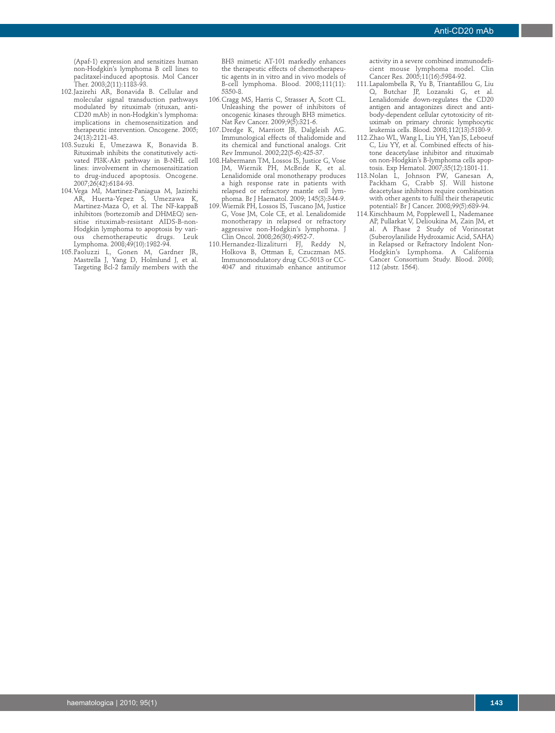(Apaf-1) expression and sensitizes human non-Hodgkin's lymphoma B cell lines to paclitaxel-induced apoptosis. Mol Cancer Ther. 2003;2(11):1183-93.

102. Jazirehi AR, Bonavida B. Cellular and molecular signal transduction pathways modulated by rituximab (rituxan, anti-CD20 mAb) in non-Hodgkin's lymphoma: implications in chemosensitization and therapeutic intervention. Oncogene. 2005; 24(13):2121-43.
103. Suzuki E, Umezawa K, Bonavida B. Rituximab inhibits the constitutively activated PI3K-Akt pathway in B-NHL cell lines: involvement in chemosensitization to drug-induced apoptosis. Oncogene. 2007;26(42):6184-93.
104. Vega MI, Martinez-Paniagua M, Jazirehi AR, Huerta-Yepez S, Umezawa K, Martinez-Maza O, et al. The NF-kappaB inhibitors (bortezomib and DHMEQ) sensitise rituximab-resistant AIDS-B-non-Hodgkin lymphoma to apoptosis by various chemotherapeutic drugs. Leuk Lymphoma. 2008;49(10):1982-94.
105. Paoluzzi L, Gonen M, Gardner JR, Mastrella J, Yang D, Holmlund J, et al. Targeting Bcl-2 family members with the BH3 mimetic AT-101 markedly enhances the therapeutic effects of chemotherapeutic agents in in vitro and in vivo models of B-cell lymphoma. Blood. 2008;111(11): 5350-8.
106. Cragg MS, Harris C, Strasser A, Scott CL. Unleashing the power of inhibitors of oncogenic kinases through BH3 mimetics. Nat Rev Cancer. 2009;9(5):321-6.
107. Dredge K, Marriott JB, Dalgleish AG. Immunological effects of thalidomide and its chemical and functional analogs. Crit Rev Immunol. 2002;22(5-6):425-37.
108. Habermann TM, Lossos IS, Justice G, Vose JM, Wiernik PH, McBride K, et al. Lenalidomide oral monotherapy produces a high response rate in patients with relapsed or refractory mantle cell lymphoma. Br J Haematol. 2009; 145(3):344-9.
109. Wiernik PH, Lossos IS, Tuscano JM, Justice G, Vose JM, Cole CE, et al. Lenalidomide monotherapy in relapsed or refractory aggressive non-Hodgkin's lymphoma. J Clin Oncol. 2008;26(30):4952-7.
110. Hernandez-Ilizaliturri FJ, Reddy N, Holkova B, Ottman E, Czuczman MS. Immunomodulatory drug CC-5013 or CC-4047 and rituximab enhance antitumor activity in a severe combined immunodeficient mouse lymphoma model. Clin Cancer Res. 2005;11(16):5984-92.
111. Lapalombella R, Yu B, Triantafillou G, Liu Q, Butchar JP, Lozanski G, et al. Lenalidomide down-regulates the CD20 antigen and antagonizes direct and antibody-dependent cellular cytotoxicity of rituximab on primary chronic lymphocytic leukemia cells. Blood. 2008;112(13):5180-9.
112. Zhao WL, Wang L, Liu YH, Yan JS, Leboeuf C, Liu YY, et al. Combined effects of histone deacetylase inhibitor and rituximab on non-Hodgkin's B-lymphoma cells apoptosis. Exp Hematol. 2007;35(12):1801-11.
113. Nolan L, Johnson PW, Ganesan A, Packham G, Crabb SJ. Will histone deacetylase inhibitors require combination with other agents to fulfil their therapeutic potential? Br J Cancer. 2008;99(5):689-94.
114. Kirschbaum M, Popplewell L, Nademanee AP, Pullarkat V, Delioukina M, Zain JM, et al. A Phase 2 Study of Vorinostat (Suberoylanilide Hydroxamic Acid, SAHA) in Relapsed or Refractory Indolent Non-Hodgkin's Lymphoma. A California Cancer Consortium Study. Blood. 2008; 112 (abstr. 1564).